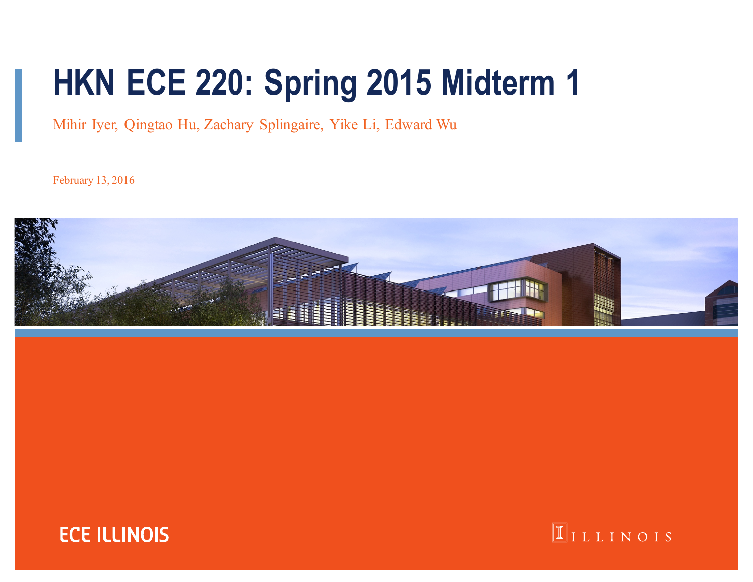# HKN ECE 220: Spring 2015 Midterm 1

Mihir Iyer, Qingtao Hu, Zachary Splingaire, Yike Li, Edward Wu

February 13, 2016

ECE ILLINOIS

ILLINOIS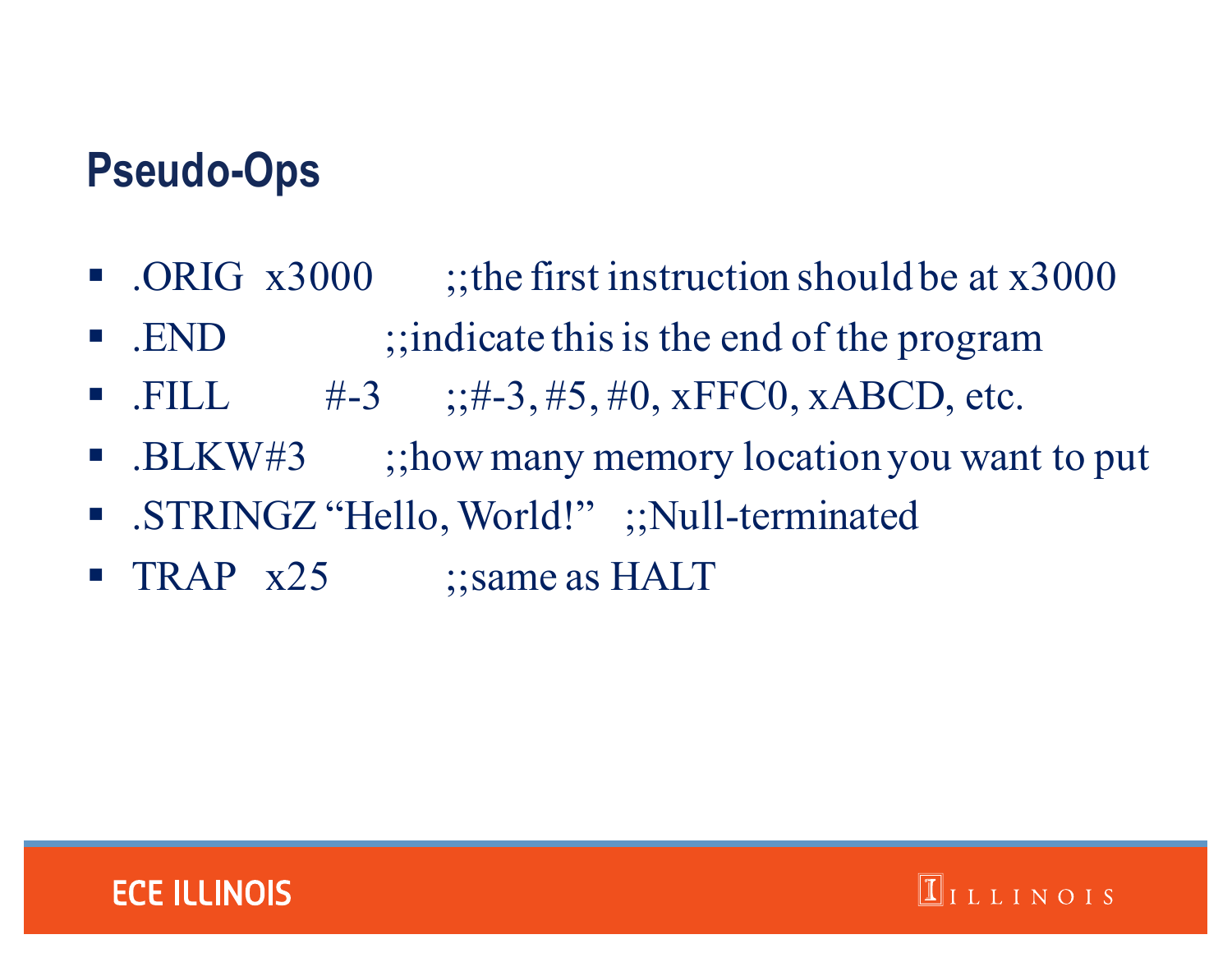## Pseudo-Ops

- .ORIG x3000 ;;the first instruction should be at x3000
- .END ;;indicate this is the end of the program
- .FILL #-3 ;;#-3, #5, #0, xFFC0, xABCD, etc.
- .BLKW#3 ;;how many memory location you want to put
- .STRINGZ “Hello, World!” ;;Null-terminated
- TRAP x25 ;;same as HALT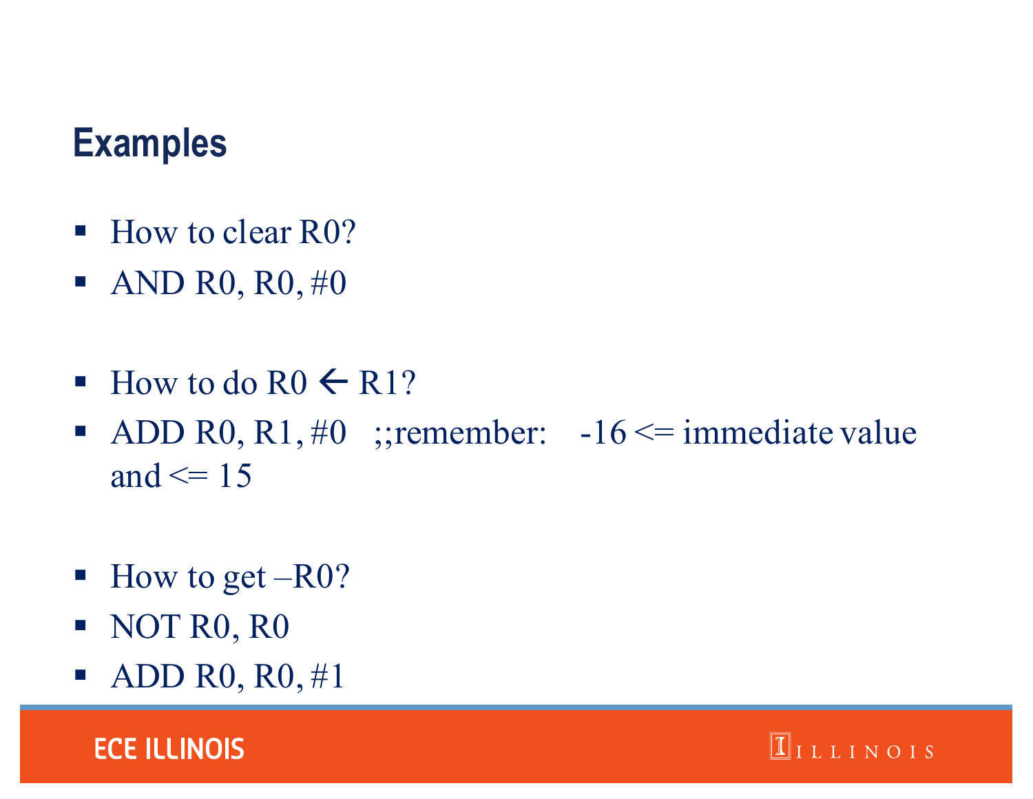## Examples

- How to clear R0?
- AND R0, R0, #0

- How to do R0 ← R1?
- ADD R0, R1, #0 ;;remember: -16 <= immediate value and <= 15

- How to get –R0?
- NOT R0, R0
- ADD R0, R0, #1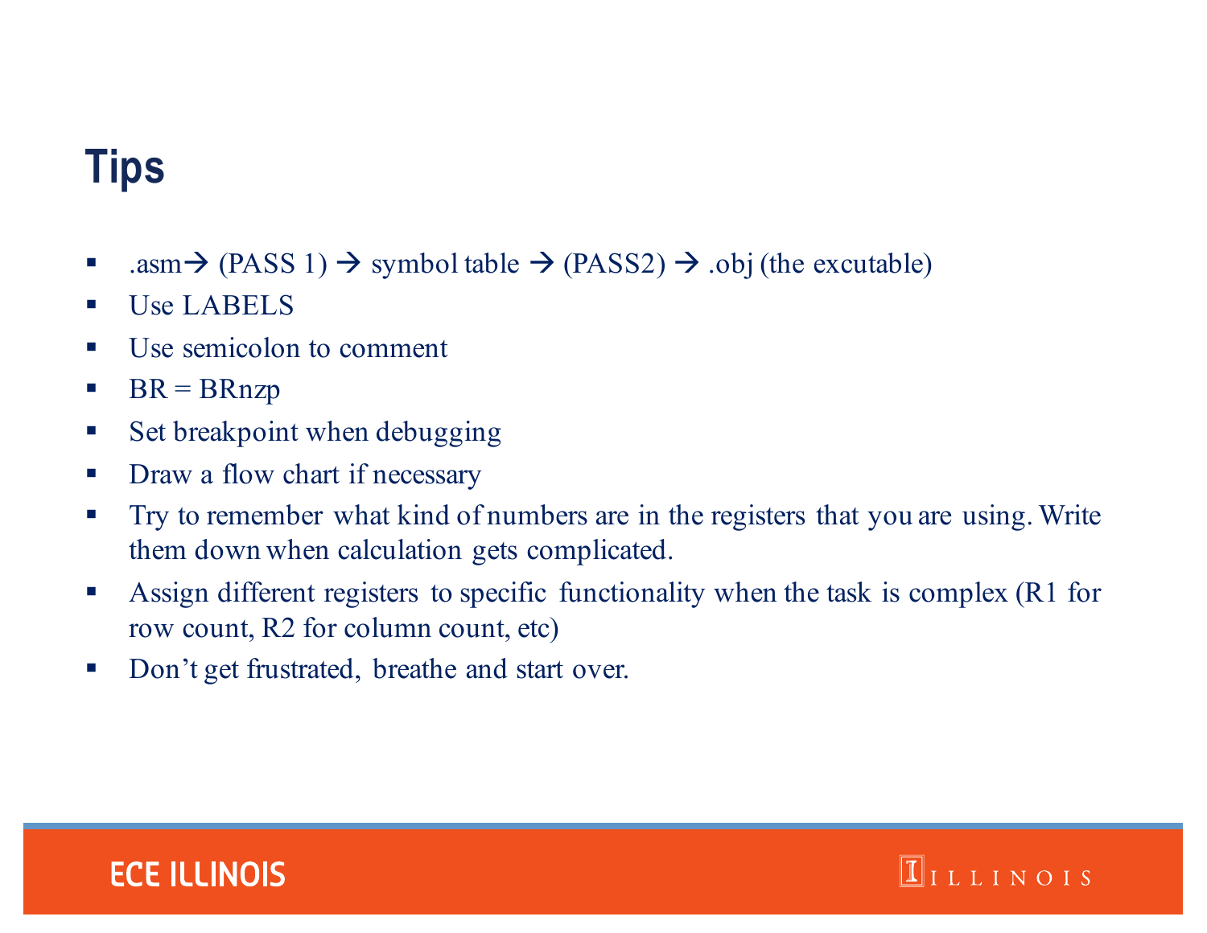# Tips

- .asm → (PASS 1) → symbol table → (PASS2) → .obj (the excutable)
- Use LABELS
- Use semicolon to comment
- BR = BRnzp
- Set breakpoint when debugging
- Draw a flow chart if necessary
- Try to remember what kind of numbers are in the registers that you are using. Write them down when calculation gets complicated.
- Assign different registers to specific functionality when the task is complex (R1 for row count, R2 for column count, etc)
- Don't get frustrated, breathe and start over.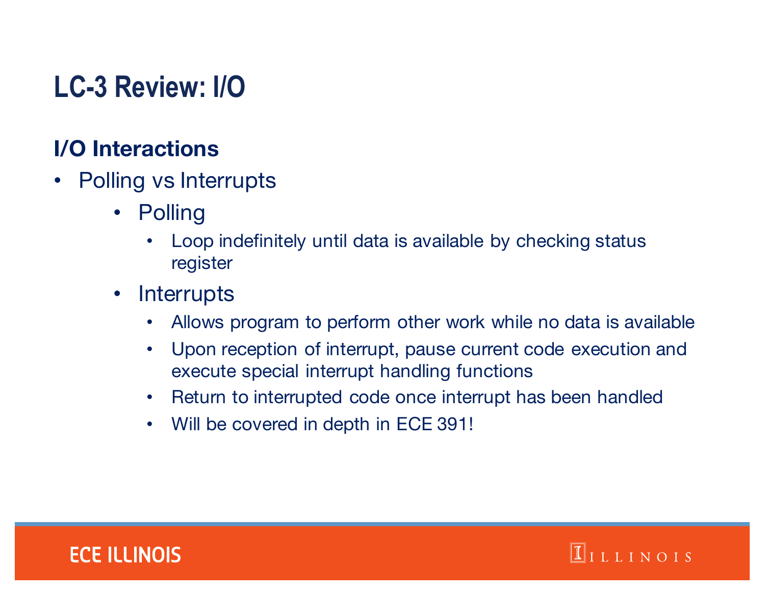# LC-3 Review: I/O

## I/O Interactions

- Polling vs Interrupts
  - Polling
    - Loop indefinitely until data is available by checking status register
  - Interrupts
    - Allows program to perform other work while no data is available
    - Upon reception of interrupt, pause current code execution and execute special interrupt handling functions
    - Return to interrupted code once interrupt has been handled
    - Will be covered in depth in ECE 391!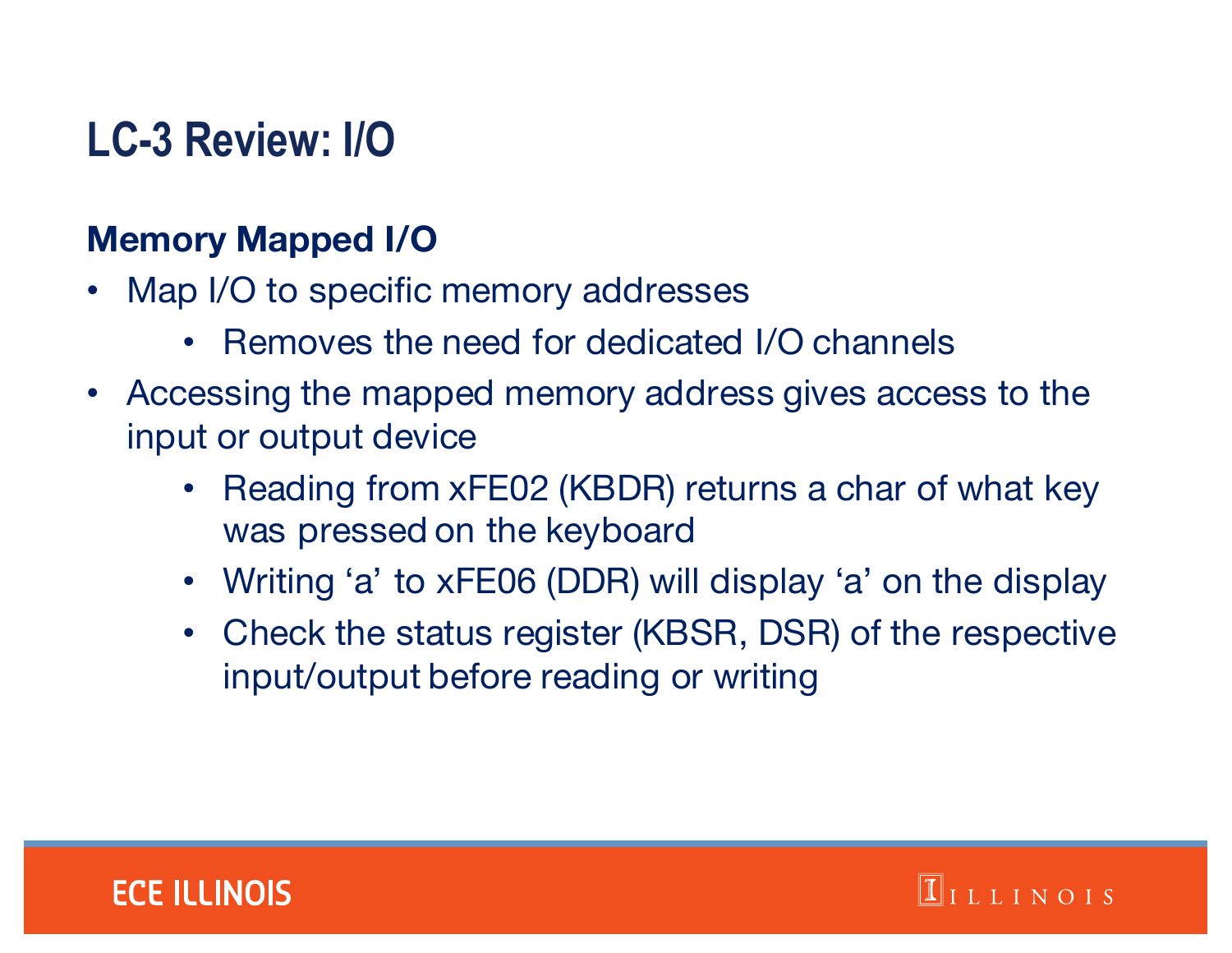# LC-3 Review: I/O

## Memory Mapped I/O

- Map I/O to specific memory addresses
  - Removes the need for dedicated I/O channels
- Accessing the mapped memory address gives access to the input or output device
  - Reading from xFE02 (KBDR) returns a char of what key was pressed on the keyboard
  - Writing ‘a’ to xFE06 (DDR) will display ‘a’ on the display
  - Check the status register (KBSR, DSR) of the respective input/output before reading or writing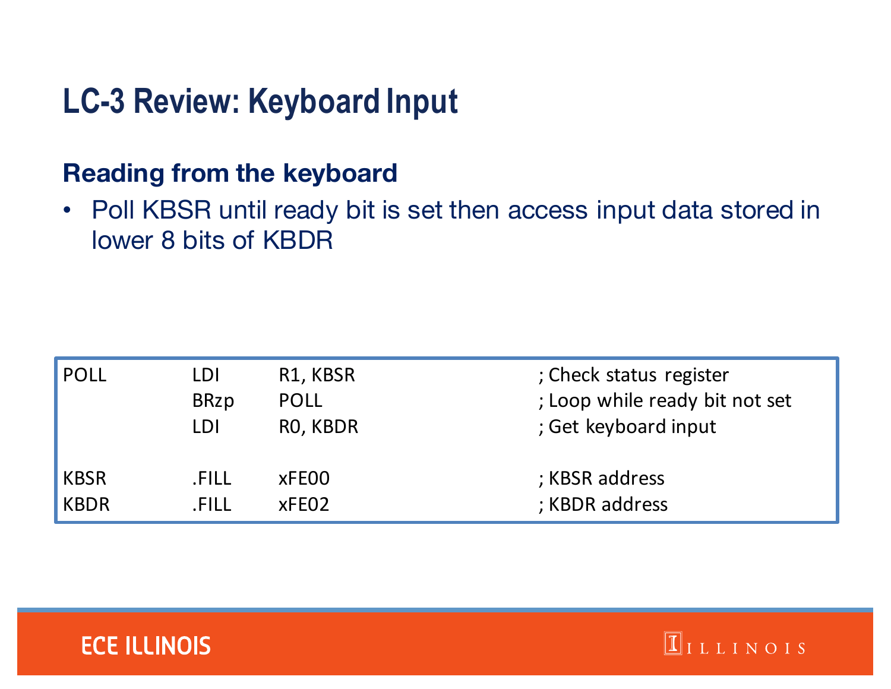# LC-3 Review: Keyboard Input

## Reading from the keyboard

- Poll KBSR until ready bit is set then access input data stored in lower 8 bits of KBDR

```
POLL    LDI     R1, KBSR        ; Check status register
        BRzp    POLL            ; Loop while ready bit not set
        LDI     R0, KBDR        ; Get keyboard input

KBSR    .FILL   xFE00           ; KBSR address
KBDR    .FILL   xFE02           ; KBDR address
```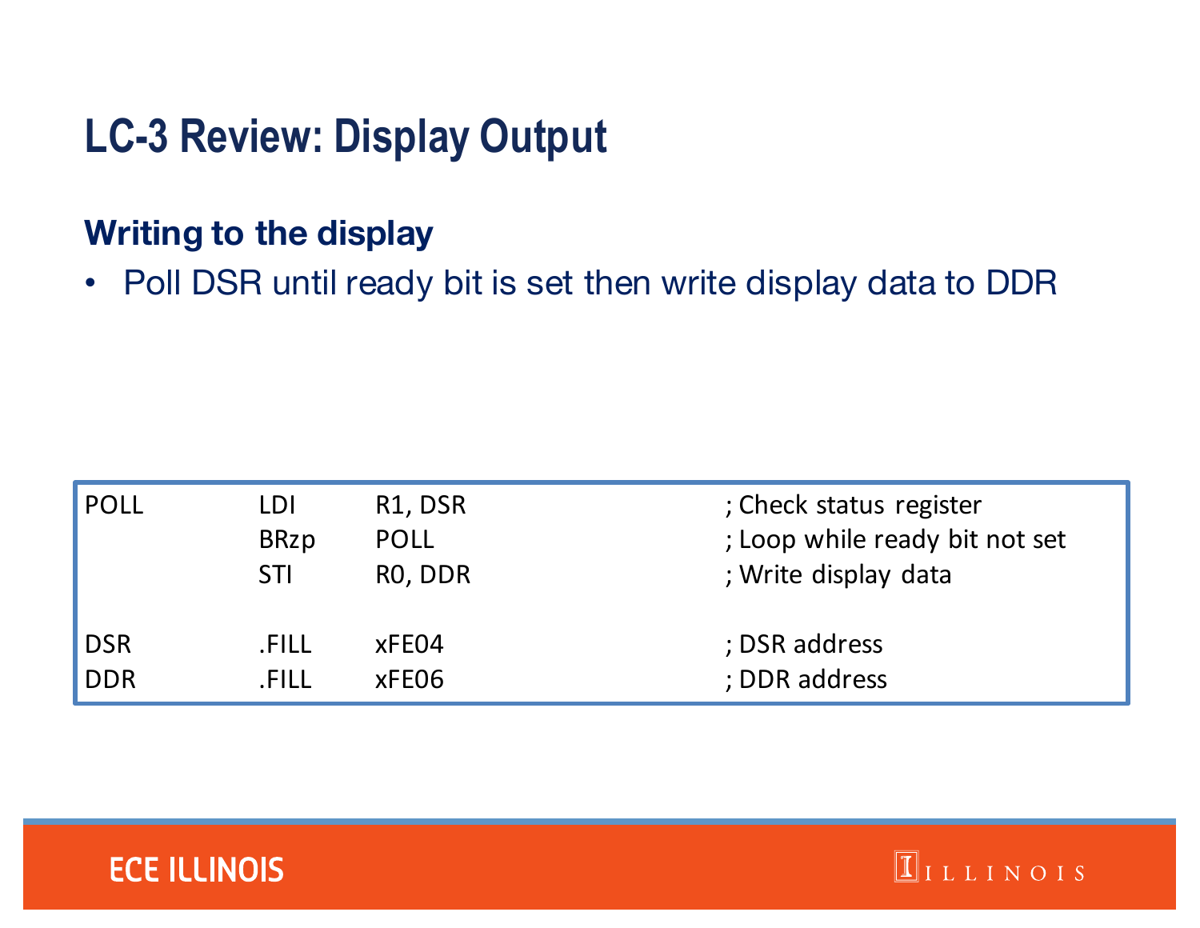# LC-3 Review: Display Output

### Writing to the display

- Poll DSR until ready bit is set then write display data to DDR

```
POLL    LDI     R1, DSR         ; Check status register
        BRzp    POLL            ; Loop while ready bit not set
        STI     R0, DDR         ; Write display data

DSR     .FILL   xFE04           ; DSR address
DDR     .FILL   xFE06           ; DDR address
```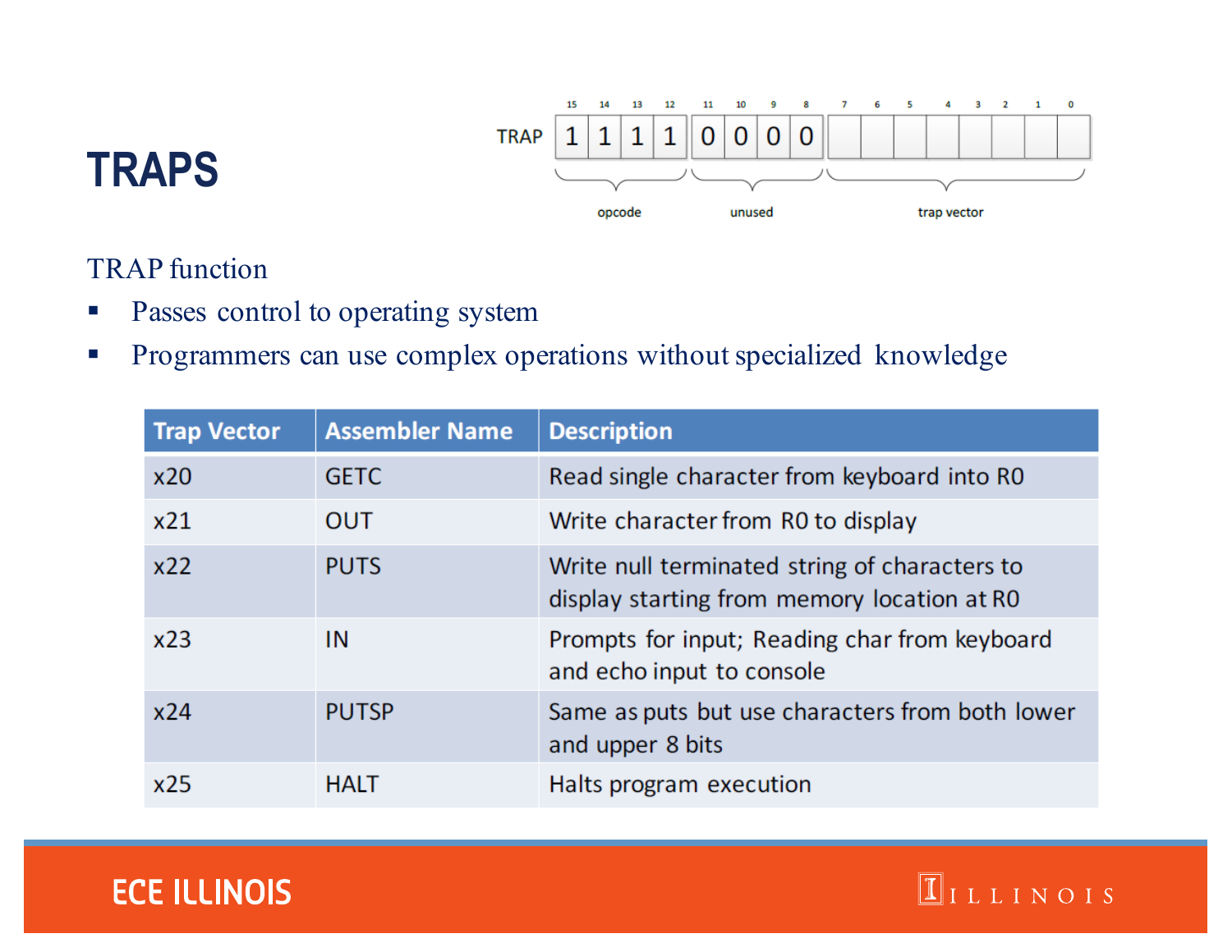# TRAPS

| | 15 | 14 | 13 | 12 | 11 | 10 | 9 | 8 | 7 | 6 | 5 | 4 | 3 | 2 | 1 | 0 |
|---|---|---|---|---|---|---|---|---|---|---|---|---|---|---|---|---|
| TRAP | 1 | 1 | 1 | 1 | 0 | 0 | 0 | 0 | | | | | | | | |
| | opcode | | | | unused | | | | trap vector | | | | | | | |

TRAP function

- Passes control to operating system
- Programmers can use complex operations without specialized knowledge

| Trap Vector | Assembler Name | Description |
|---|---|---|
| x20 | GETC | Read single character from keyboard into R0 |
| x21 | OUT | Write character from R0 to display |
| x22 | PUTS | Write null terminated string of characters to display starting from memory location at R0 |
| x23 | IN | Prompts for input; Reading char from keyboard and echo input to console |
| x24 | PUTSP | Same as puts but use characters from both lower and upper 8 bits |
| x25 | HALT | Halts program execution |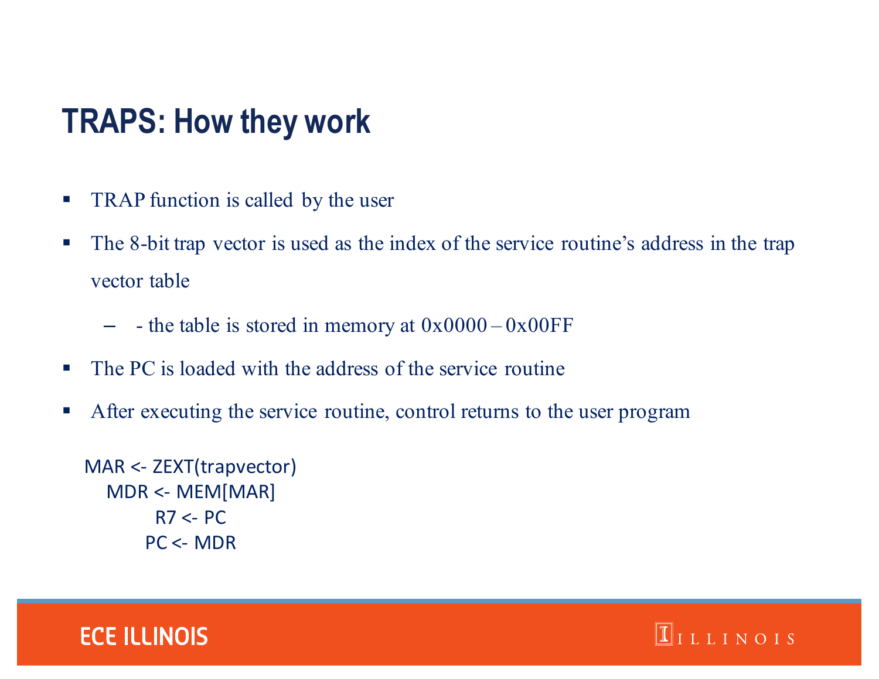# TRAPS: How they work

- TRAP function is called by the user
- The 8-bit trap vector is used as the index of the service routine's address in the trap vector table
  - \- the table is stored in memory at 0x0000 – 0x00FF
- The PC is loaded with the address of the service routine
- After executing the service routine, control returns to the user program

```
MAR <- ZEXT(trapvector)
MDR <- MEM[MAR]
R7 <- PC
PC <- MDR
```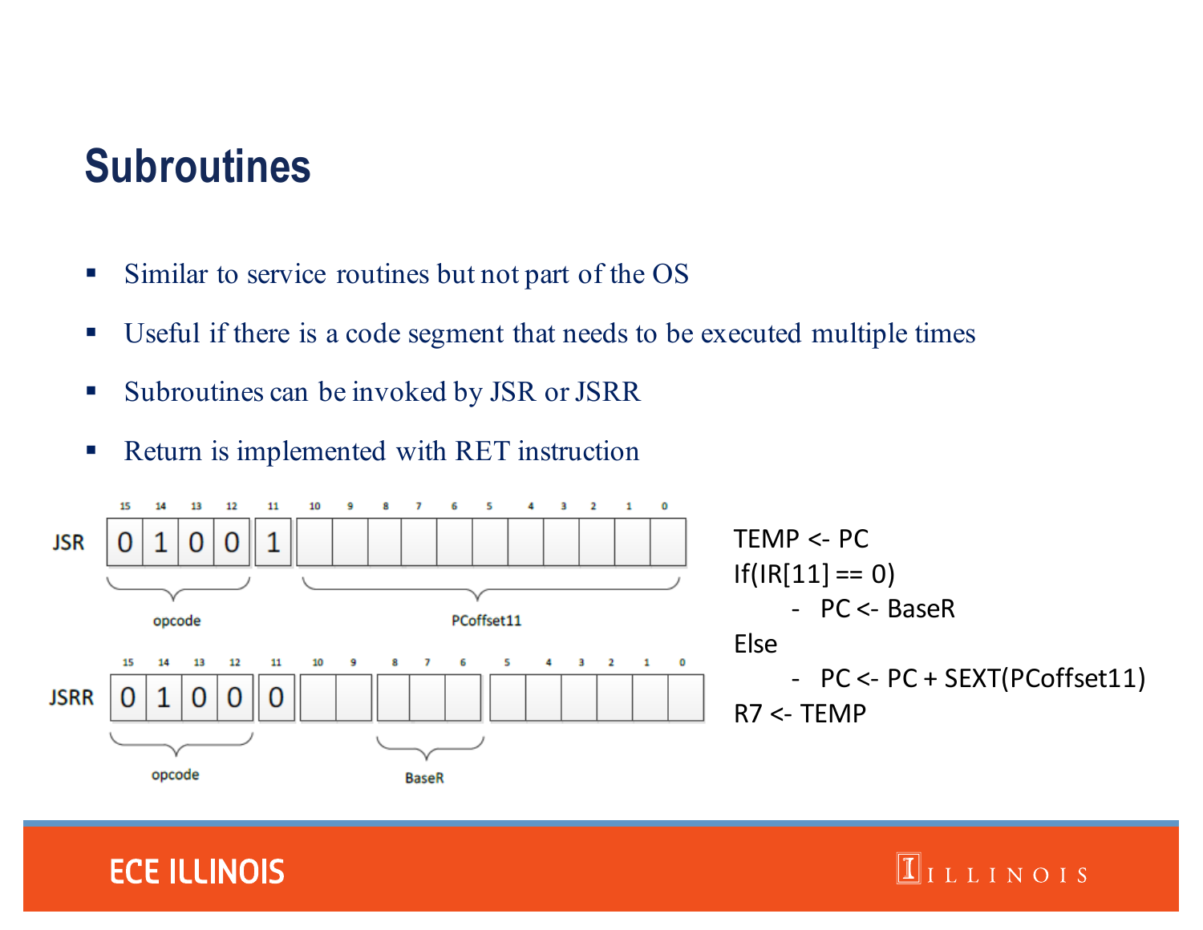# Subroutines

- Similar to service routines but not part of the OS
- Useful if there is a code segment that needs to be executed multiple times
- Subroutines can be invoked by JSR or JSRR
- Return is implemented with RET instruction

**JSR**

| 15 | 14 | 13 | 12 | 11 | 10 | 9 | 8 | 7 | 6 | 5 | 4 | 3 | 2 | 1 | 0 |
|---|---|---|---|---|---|---|---|---|---|---|---|---|---|---|---|
| 0 | 1 | 0 | 0 | 1 | | | | | | | | | | | |
| opcode | | | | | PCoffset11 | | | | | | | | | | |

**JSRR**

| 15 | 14 | 13 | 12 | 11 | 10 | 9 | 8 | 7 | 6 | 5 | 4 | 3 | 2 | 1 | 0 |
|---|---|---|---|---|---|---|---|---|---|---|---|---|---|---|---|
| 0 | 1 | 0 | 0 | 0 | | | | | | | | | | | |
| opcode | | | | | | | BaseR | | | | | | | | |

```
TEMP <- PC
If(IR[11] == 0)
      - PC <- BaseR
Else
      - PC <- PC + SEXT(PCoffset11)
R7 <- TEMP
```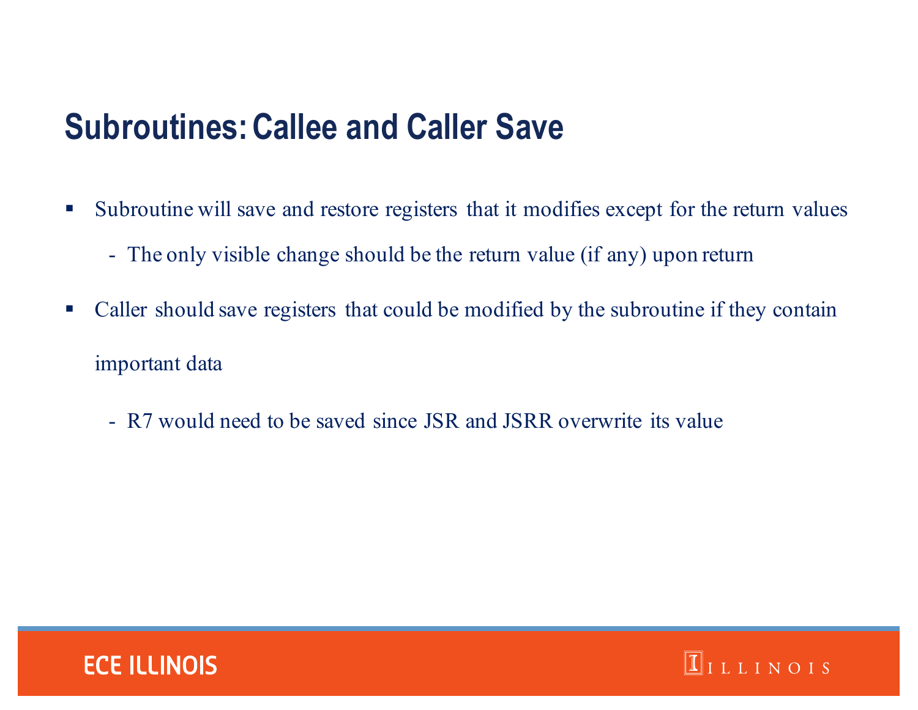# Subroutines: Callee and Caller Save

- Subroutine will save and restore registers that it modifies except for the return values
  - The only visible change should be the return value (if any) upon return
- Caller should save registers that could be modified by the subroutine if they contain important data
  - R7 would need to be saved since JSR and JSRR overwrite its value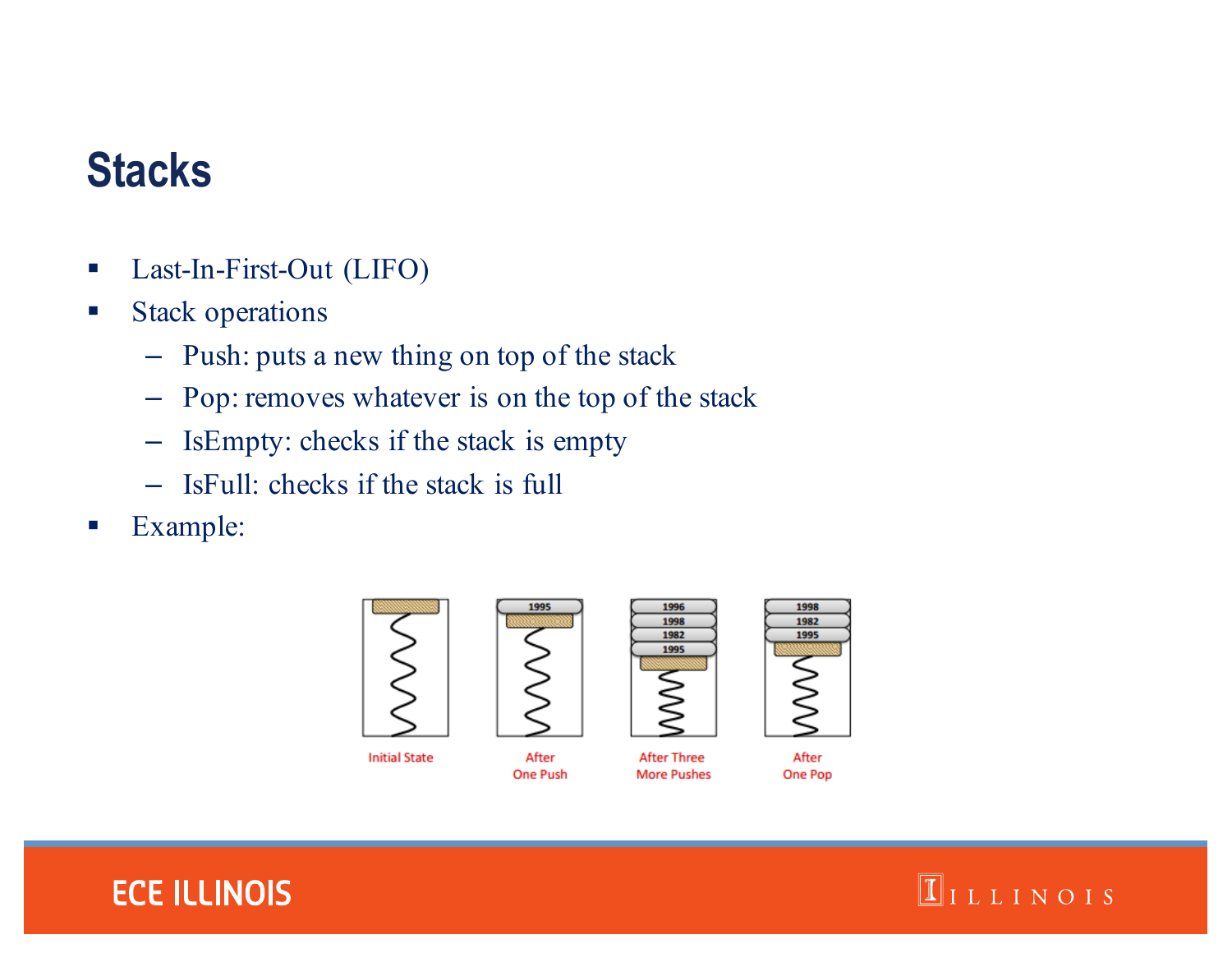# Stacks

- Last-In-First-Out (LIFO)
- Stack operations
  - Push: puts a new thing on top of the stack
  - Pop: removes whatever is on the top of the stack
  - IsEmpty: checks if the stack is empty
  - IsFull: checks if the stack is full
- Example:

Initial State

After One Push

After Three More Pushes

After One Pop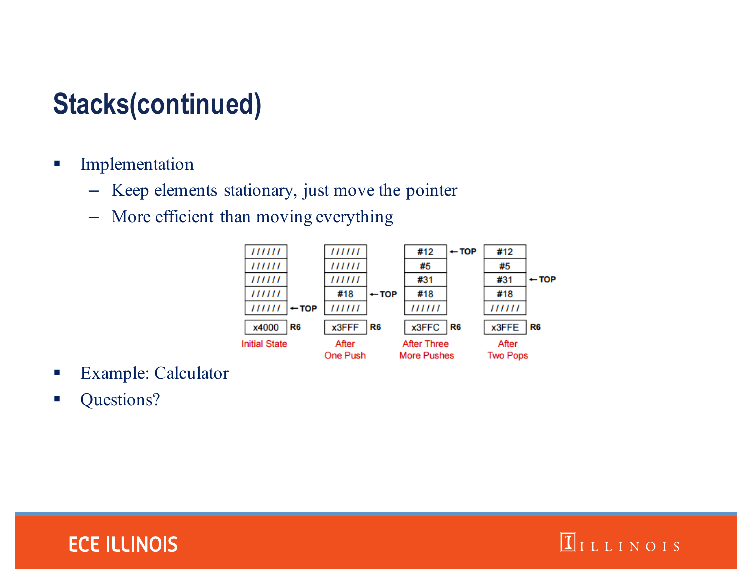# Stacks(continued)

- Implementation
  - Keep elements stationary, just move the pointer
  - More efficient than moving everything

//////
//////
//////
//////
////// ← TOP
x4000 R6
Initial State

//////
//////
//////
#18 ← TOP
//////
x3FFF R6
After One Push

#12 ← TOP
#5
#31
#18
//////
x3FFC R6
After Three More Pushes

#12
#5
#31 ← TOP
#18
//////
x3FFE R6
After Two Pops

- Example: Calculator
- Questions?